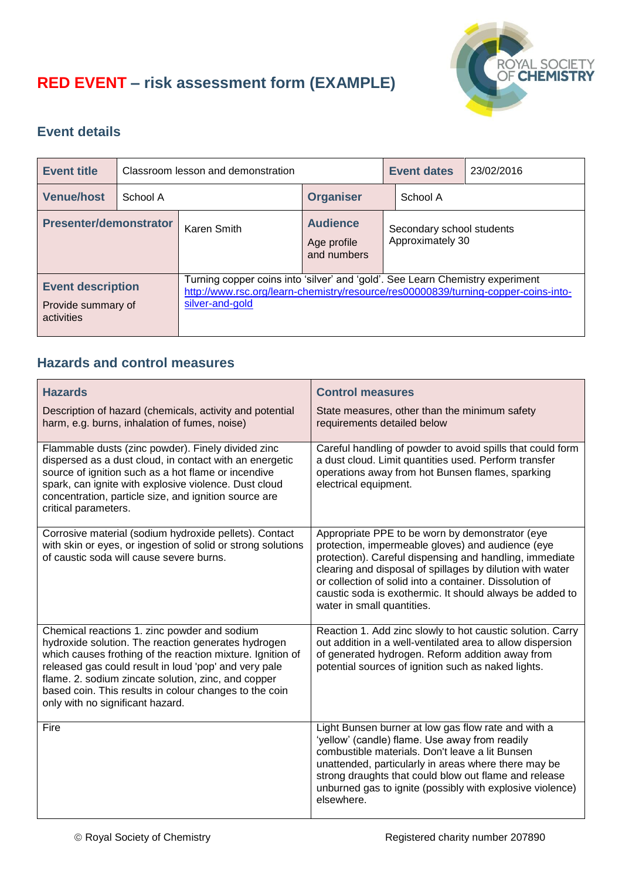# RED EVENT – risk assessment form (EXAMPLE)

## Event details

| **Event title** | Classroom lesson and demonstration | **Event dates** | 23/02/2016 |
|---|---|---|---|
| **Venue/host** | School A | **Organiser** | School A |
| **Presenter/demonstrator** | Karen Smith | **Audience** Age profile and numbers | Secondary school students Approximately 30 |
| **Event description** Provide summary of activities | Turning copper coins into 'silver' and 'gold'. See Learn Chemistry experiment [http://www.rsc.org/learn-chemistry/resource/res00000839/turning-copper-coins-into-silver-and-gold](http://www.rsc.org/learn-chemistry/resource/res00000839/turning-copper-coins-into-silver-and-gold) | | |

## Hazards and control measures

| **Hazards** Description of hazard (chemicals, activity and potential harm, e.g. burns, inhalation of fumes, noise) | **Control measures** State measures, other than the minimum safety requirements detailed below |
|---|---|
| Flammable dusts (zinc powder). Finely divided zinc dispersed as a dust cloud, in contact with an energetic source of ignition such as a hot flame or incendive spark, can ignite with explosive violence. Dust cloud concentration, particle size, and ignition source are critical parameters. | Careful handling of powder to avoid spills that could form a dust cloud. Limit quantities used. Perform transfer operations away from hot Bunsen flames, sparking electrical equipment. |
| Corrosive material (sodium hydroxide pellets). Contact with skin or eyes, or ingestion of solid or strong solutions of caustic soda will cause severe burns. | Appropriate PPE to be worn by demonstrator (eye protection, impermeable gloves) and audience (eye protection). Careful dispensing and handling, immediate clearing and disposal of spillages by dilution with water or collection of solid into a container. Dissolution of caustic soda is exothermic. It should always be added to water in small quantities. |
| Chemical reactions 1. zinc powder and sodium hydroxide solution. The reaction generates hydrogen which causes frothing of the reaction mixture. Ignition of released gas could result in loud 'pop' and very pale flame. 2. sodium zincate solution, zinc, and copper based coin. This results in colour changes to the coin only with no significant hazard. | Reaction 1. Add zinc slowly to hot caustic solution. Carry out addition in a well-ventilated area to allow dispersion of generated hydrogen. Reform addition away from potential sources of ignition such as naked lights. |
| Fire | Light Bunsen burner at low gas flow rate and with a 'yellow' (candle) flame. Use away from readily combustible materials. Don't leave a lit Bunsen unattended, particularly in areas where there may be strong draughts that could blow out flame and release unburned gas to ignite (possibly with explosive violence) elsewhere. |

© Royal Society of Chemistry Registered charity number 207890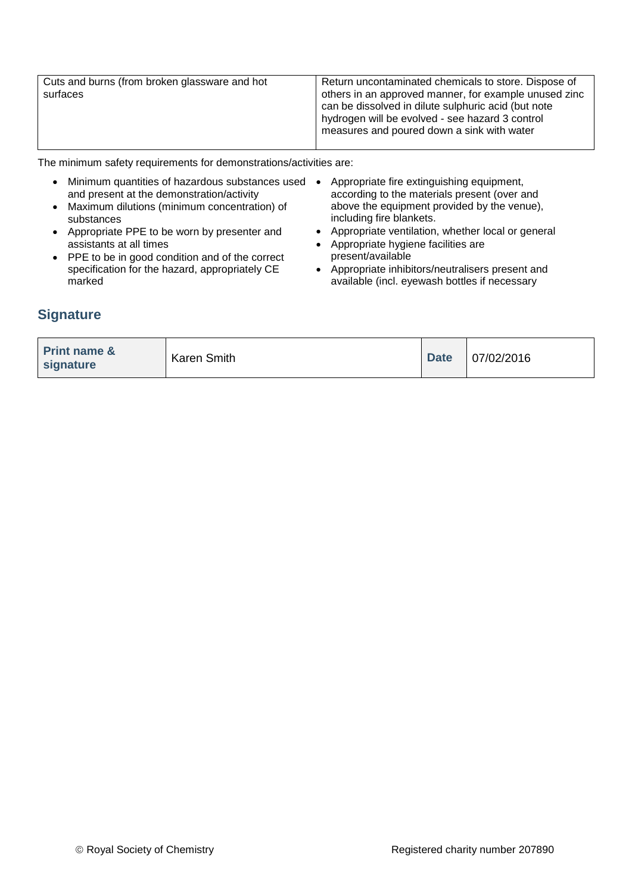| | |
|---|---|
| Cuts and burns (from broken glassware and hot surfaces | Return uncontaminated chemicals to store. Dispose of others in an approved manner, for example unused zinc can be dissolved in dilute sulphuric acid (but note hydrogen will be evolved - see hazard 3 control measures and poured down a sink with water |

The minimum safety requirements for demonstrations/activities are:

- Minimum quantities of hazardous substances used and present at the demonstration/activity
- Maximum dilutions (minimum concentration) of substances
- Appropriate PPE to be worn by presenter and assistants at all times
- PPE to be in good condition and of the correct specification for the hazard, appropriately CE marked
- Appropriate fire extinguishing equipment, according to the materials present (over and above the equipment provided by the venue), including fire blankets.
- Appropriate ventilation, whether local or general
- Appropriate hygiene facilities are present/available
- Appropriate inhibitors/neutralisers present and available (incl. eyewash bottles if necessary

## Signature

| | | | |
|---|---|---|---|
| **Print name & signature** | Karen Smith | **Date** | 07/02/2016 |

© Royal Society of Chemistry　　　Registered charity number 207890